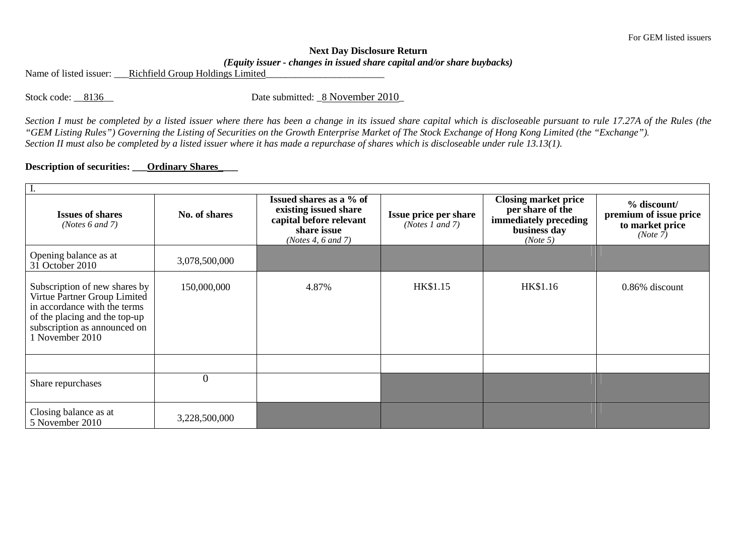For GEM listed issuers

**Next Day Disclosure Return**

***(Equity issuer - changes in issued share capital and/or share buybacks)***

Name of listed issuer: ___Richfield Group Holdings Limited________________________

Stock code: __8136__ Date submitted: _8 November 2010_

*Section I must be completed by a listed issuer where there has been a change in its issued share capital which is discloseable pursuant to rule 17.27A of the Rules (the "GEM Listing Rules") Governing the Listing of Securities on the Growth Enterprise Market of The Stock Exchange of Hong Kong Limited (the "Exchange").*
*Section II must also be completed by a listed issuer where it has made a repurchase of shares which is discloseable under rule 13.13(1).*

**Description of securities: ___Ordinary Shares____**

| I. | | | | | |
|---|---|---|---|---|---|
| **Issues of shares** *(Notes 6 and 7)* | **No. of shares** | **Issued shares as a % of existing issued share capital before relevant share issue** *(Notes 4, 6 and 7)* | **Issue price per share** *(Notes 1 and 7)* | **Closing market price per share of the immediately preceding business day** *(Note 5)* | **% discount/ premium of issue price to market price** *(Note 7)* |
| Opening balance as at 31 October 2010 | 3,078,500,000 | | | | |
| Subscription of new shares by Virtue Partner Group Limited in accordance with the terms of the placing and the top-up subscription as announced on 1 November 2010 | 150,000,000 | 4.87% | HK$1.15 | HK$1.16 | 0.86% discount |
| | | | | | |
| Share repurchases | 0 | | | | |
| Closing balance as at 5 November 2010 | 3,228,500,000 | | | | |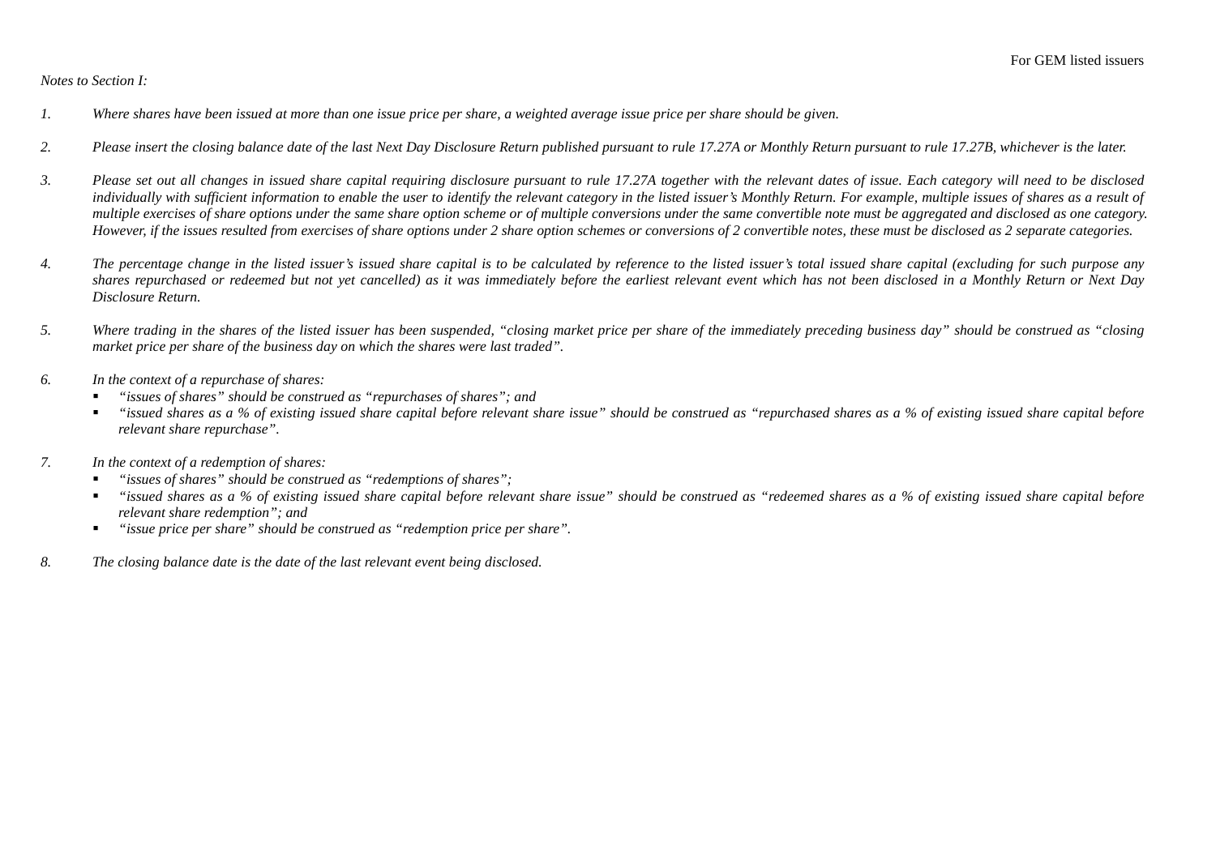*Notes to Section I:*

1. *Where shares have been issued at more than one issue price per share, a weighted average issue price per share should be given.*

2. *Please insert the closing balance date of the last Next Day Disclosure Return published pursuant to rule 17.27A or Monthly Return pursuant to rule 17.27B, whichever is the later.*

3. *Please set out all changes in issued share capital requiring disclosure pursuant to rule 17.27A together with the relevant dates of issue. Each category will need to be disclosed individually with sufficient information to enable the user to identify the relevant category in the listed issuer's Monthly Return. For example, multiple issues of shares as a result of multiple exercises of share options under the same share option scheme or of multiple conversions under the same convertible note must be aggregated and disclosed as one category. However, if the issues resulted from exercises of share options under 2 share option schemes or conversions of 2 convertible notes, these must be disclosed as 2 separate categories.*

4. *The percentage change in the listed issuer's issued share capital is to be calculated by reference to the listed issuer's total issued share capital (excluding for such purpose any shares repurchased or redeemed but not yet cancelled) as it was immediately before the earliest relevant event which has not been disclosed in a Monthly Return or Next Day Disclosure Return.*

5. *Where trading in the shares of the listed issuer has been suspended, "closing market price per share of the immediately preceding business day" should be construed as "closing market price per share of the business day on which the shares were last traded".*

6. *In the context of a repurchase of shares:*
   - *"issues of shares" should be construed as "repurchases of shares"; and*
   - *"issued shares as a % of existing issued share capital before relevant share issue" should be construed as "repurchased shares as a % of existing issued share capital before relevant share repurchase".*

7. *In the context of a redemption of shares:*
   - *"issues of shares" should be construed as "redemptions of shares";*
   - *"issued shares as a % of existing issued share capital before relevant share issue" should be construed as "redeemed shares as a % of existing issued share capital before relevant share redemption"; and*
   - *"issue price per share" should be construed as "redemption price per share".*

8. *The closing balance date is the date of the last relevant event being disclosed.*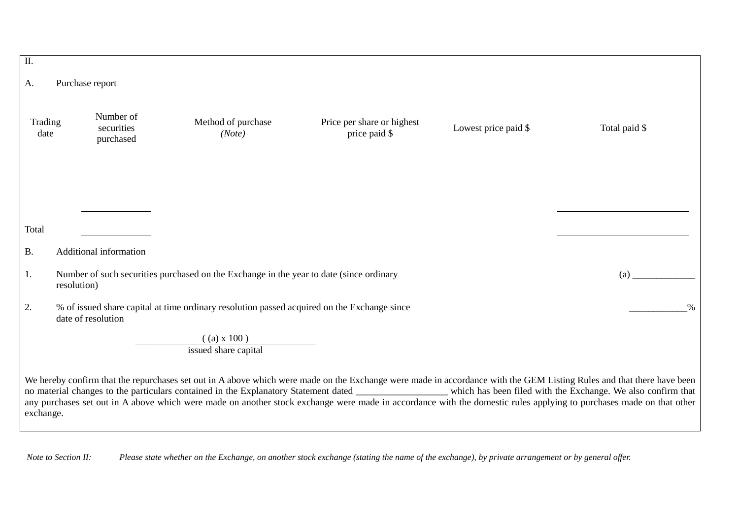II.

A. Purchase report

| Trading date | Number of securities purchased | Method of purchase *(Note)* | Price per share or highest price paid $ | Lowest price paid $ | Total paid $ |
|---|---|---|---|---|---|
| | | | | | |
| | ______________ | | | | ___________________________ |
| Total | ______________ | | | | ___________________________ |

B. Additional information

1. Number of such securities purchased on the Exchange in the year to date (since ordinary resolution) (a) _____________

2. % of issued share capital at time ordinary resolution passed acquired on the Exchange since date of resolution ____________%

$$\frac{(\text{(a)} \times 100)}{\text{issued share capital}}$$

We hereby confirm that the repurchases set out in A above which were made on the Exchange were made in accordance with the GEM Listing Rules and that there have been no material changes to the particulars contained in the Explanatory Statement dated ___________________ which has been filed with the Exchange. We also confirm that any purchases set out in A above which were made on another stock exchange were made in accordance with the domestic rules applying to purchases made on that other exchange.

*Note to Section II:* *Please state whether on the Exchange, on another stock exchange (stating the name of the exchange), by private arrangement or by general offer.*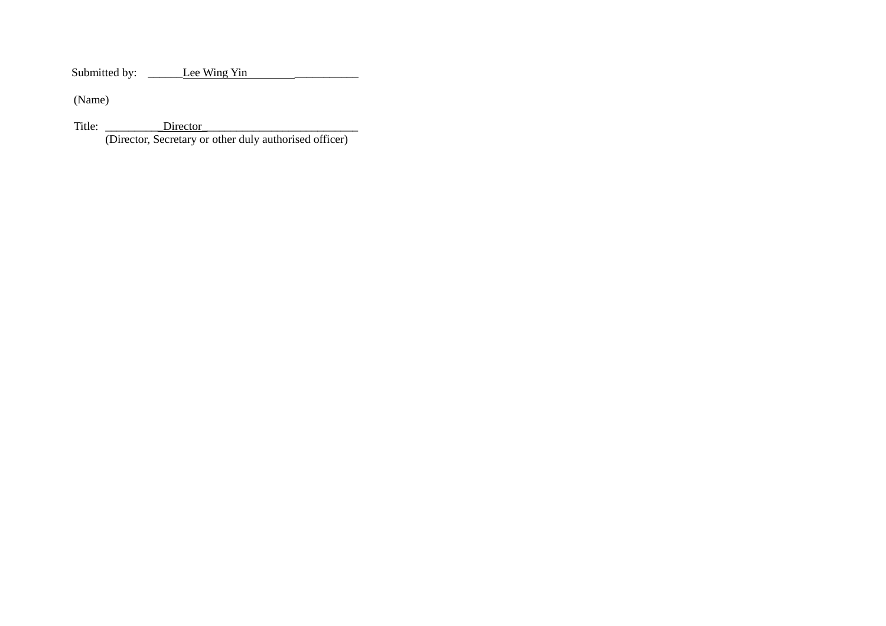Submitted by: ______Lee Wing Yin___________________

(Name)

Title: _________Director__________________________

(Director, Secretary or other duly authorised officer)